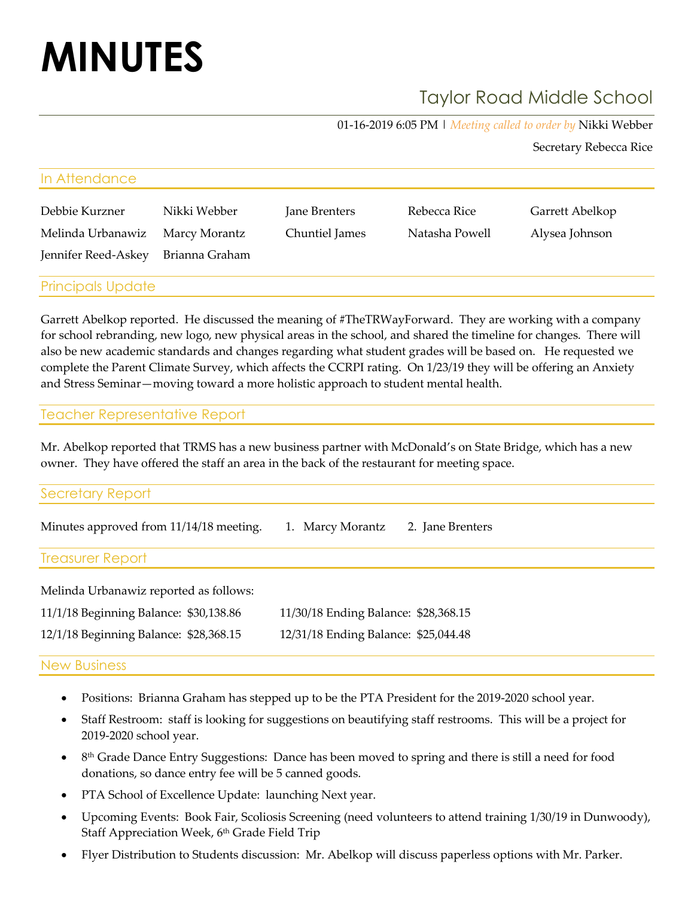# MINUTES

## Taylor Road Middle School

01-16-2019 6:05 PM | *Meeting called to order by* Nikki Webber

Secretary Rebecca Rice

### In Attendance

| | | | | |
|---|---|---|---|---|
| Debbie Kurzner | Nikki Webber | Jane Brenters | Rebecca Rice | Garrett Abelkop |
| Melinda Urbanawiz | Marcy Morantz | Chuntiel James | Natasha Powell | Alysea Johnson |
| Jennifer Reed-Askey | Brianna Graham | | | |

### Principals Update

Garrett Abelkop reported. He discussed the meaning of #TheTRWayForward. They are working with a company for school rebranding, new logo, new physical areas in the school, and shared the timeline for changes. There will also be new academic standards and changes regarding what student grades will be based on. He requested we complete the Parent Climate Survey, which affects the CCRPI rating. On 1/23/19 they will be offering an Anxiety and Stress Seminar—moving toward a more holistic approach to student mental health.

### Teacher Representative Report

Mr. Abelkop reported that TRMS has a new business partner with McDonald's on State Bridge, which has a new owner. They have offered the staff an area in the back of the restaurant for meeting space.

### Secretary Report

Minutes approved from 11/14/18 meeting. 1. Marcy Morantz 2. Jane Brenters

### Treasurer Report

Melinda Urbanawiz reported as follows:

11/1/18 Beginning Balance: $30,138.86 11/30/18 Ending Balance: $28,368.15

12/1/18 Beginning Balance: $28,368.15 12/31/18 Ending Balance: $25,044.48

### New Business

- Positions: Brianna Graham has stepped up to be the PTA President for the 2019-2020 school year.
- Staff Restroom: staff is looking for suggestions on beautifying staff restrooms. This will be a project for 2019-2020 school year.
- 8th Grade Dance Entry Suggestions: Dance has been moved to spring and there is still a need for food donations, so dance entry fee will be 5 canned goods.
- PTA School of Excellence Update: launching Next year.
- Upcoming Events: Book Fair, Scoliosis Screening (need volunteers to attend training 1/30/19 in Dunwoody), Staff Appreciation Week, 6th Grade Field Trip
- Flyer Distribution to Students discussion: Mr. Abelkop will discuss paperless options with Mr. Parker.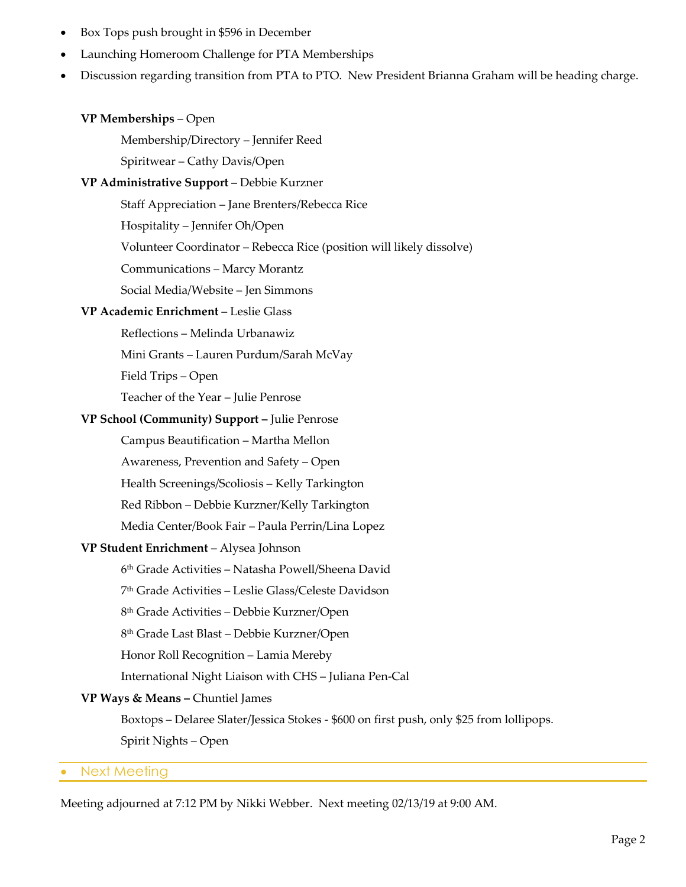- Box Tops push brought in $596 in December
- Launching Homeroom Challenge for PTA Memberships
- Discussion regarding transition from PTA to PTO. New President Brianna Graham will be heading charge.

**VP Memberships** – Open

Membership/Directory – Jennifer Reed

Spiritwear – Cathy Davis/Open

**VP Administrative Support** – Debbie Kurzner

Staff Appreciation – Jane Brenters/Rebecca Rice

Hospitality – Jennifer Oh/Open

Volunteer Coordinator – Rebecca Rice (position will likely dissolve)

Communications – Marcy Morantz

Social Media/Website – Jen Simmons

**VP Academic Enrichment** – Leslie Glass

Reflections – Melinda Urbanawiz

Mini Grants – Lauren Purdum/Sarah McVay

Field Trips – Open

Teacher of the Year – Julie Penrose

**VP School (Community) Support –** Julie Penrose

Campus Beautification – Martha Mellon

Awareness, Prevention and Safety – Open

Health Screenings/Scoliosis – Kelly Tarkington

Red Ribbon – Debbie Kurzner/Kelly Tarkington

Media Center/Book Fair – Paula Perrin/Lina Lopez

**VP Student Enrichment** – Alysea Johnson

6th Grade Activities – Natasha Powell/Sheena David

7th Grade Activities – Leslie Glass/Celeste Davidson

8th Grade Activities – Debbie Kurzner/Open

8th Grade Last Blast – Debbie Kurzner/Open

Honor Roll Recognition – Lamia Mereby

International Night Liaison with CHS – Juliana Pen-Cal

**VP Ways & Means –** Chuntiel James

Boxtops – Delaree Slater/Jessica Stokes - $600 on first push, only $25 from lollipops.

Spirit Nights – Open

## Next Meeting

Meeting adjourned at 7:12 PM by Nikki Webber. Next meeting 02/13/19 at 9:00 AM.